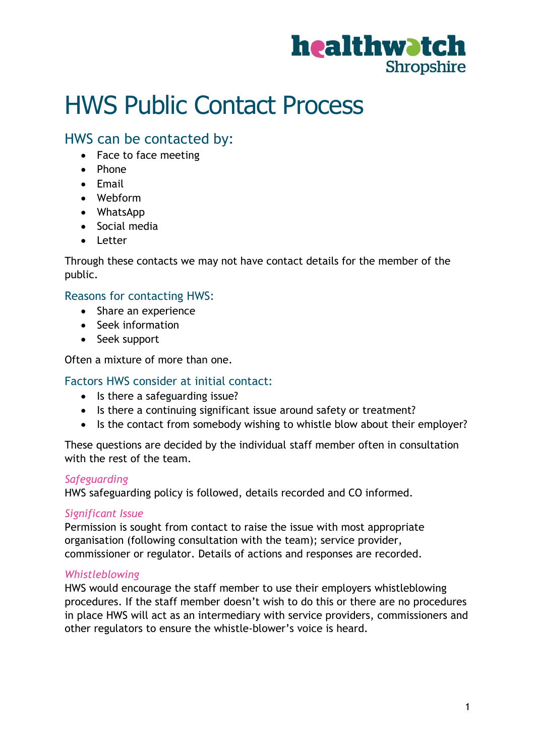# HWS Public Contact Process

## HWS can be contacted by:

- Face to face meeting
- Phone
- Email
- Webform
- WhatsApp
- Social media
- Letter

Through these contacts we may not have contact details for the member of the public.

### Reasons for contacting HWS:

- Share an experience
- Seek information
- Seek support

Often a mixture of more than one.

### Factors HWS consider at initial contact:

- Is there a safeguarding issue?
- Is there a continuing significant issue around safety or treatment?
- Is the contact from somebody wishing to whistle blow about their employer?

These questions are decided by the individual staff member often in consultation with the rest of the team.

*Safeguarding*
HWS safeguarding policy is followed, details recorded and CO informed.

*Significant Issue*
Permission is sought from contact to raise the issue with most appropriate organisation (following consultation with the team); service provider, commissioner or regulator. Details of actions and responses are recorded.

*Whistleblowing*
HWS would encourage the staff member to use their employers whistleblowing procedures. If the staff member doesn't wish to do this or there are no procedures in place HWS will act as an intermediary with service providers, commissioners and other regulators to ensure the whistle-blower's voice is heard.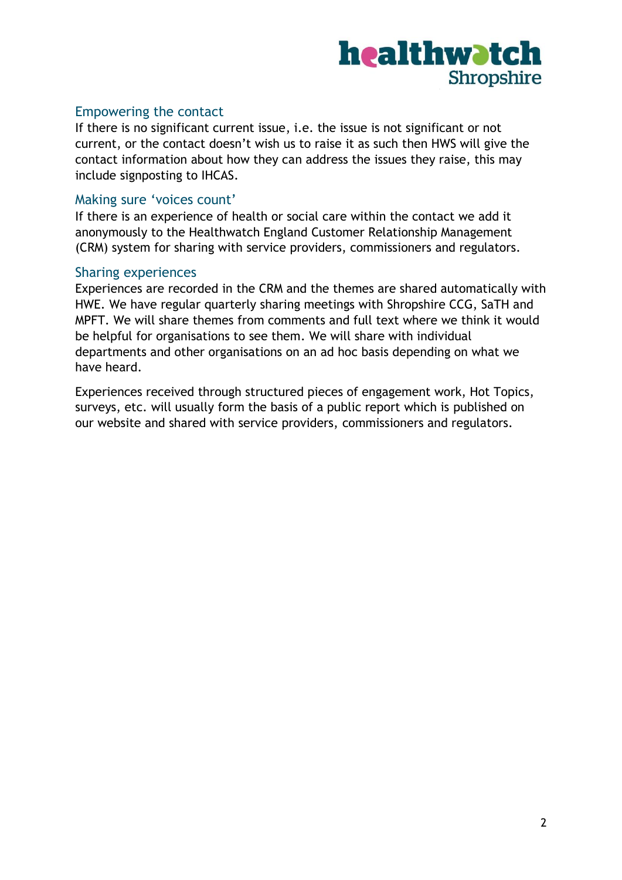## Empowering the contact

If there is no significant current issue, i.e. the issue is not significant or not current, or the contact doesn't wish us to raise it as such then HWS will give the contact information about how they can address the issues they raise, this may include signposting to IHCAS.

## Making sure 'voices count'

If there is an experience of health or social care within the contact we add it anonymously to the Healthwatch England Customer Relationship Management (CRM) system for sharing with service providers, commissioners and regulators.

## Sharing experiences

Experiences are recorded in the CRM and the themes are shared automatically with HWE. We have regular quarterly sharing meetings with Shropshire CCG, SaTH and MPFT. We will share themes from comments and full text where we think it would be helpful for organisations to see them. We will share with individual departments and other organisations on an ad hoc basis depending on what we have heard.

Experiences received through structured pieces of engagement work, Hot Topics, surveys, etc. will usually form the basis of a public report which is published on our website and shared with service providers, commissioners and regulators.